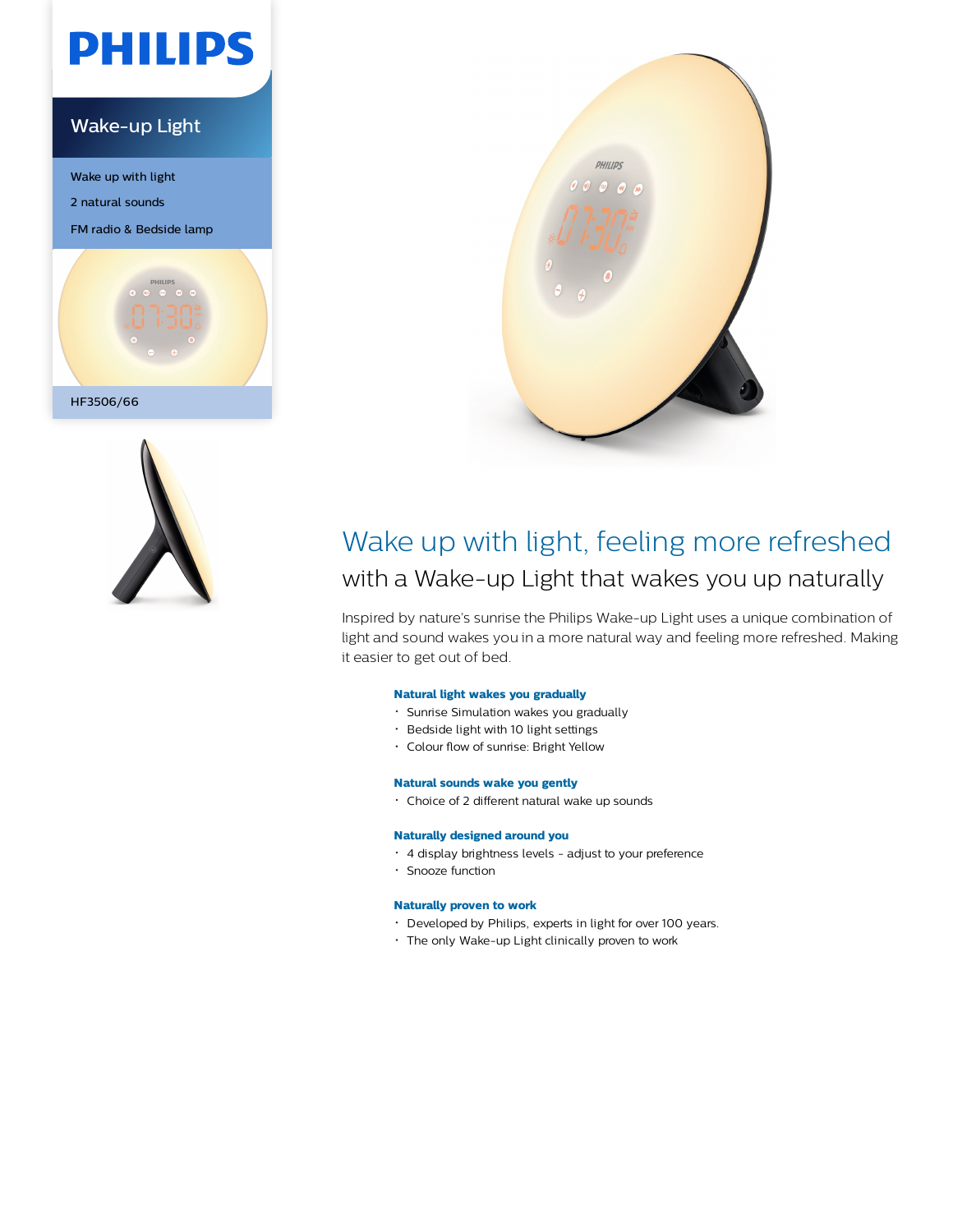PHILIPS

Wake-up Light

Wake up with light

2 natural sounds

FM radio & Bedside lamp

HF3506/66

# Wake up with light, feeling more refreshed

## with a Wake-up Light that wakes you up naturally

Inspired by nature's sunrise the Philips Wake-up Light uses a unique combination of light and sound wakes you in a more natural way and feeling more refreshed. Making it easier to get out of bed.

### Natural light wakes you gradually

- Sunrise Simulation wakes you gradually
- Bedside light with 10 light settings
- Colour flow of sunrise: Bright Yellow

### Natural sounds wake you gently

- Choice of 2 different natural wake up sounds

### Naturally designed around you

- 4 display brightness levels - adjust to your preference
- Snooze function

### Naturally proven to work

- Developed by Philips, experts in light for over 100 years.
- The only Wake-up Light clinically proven to work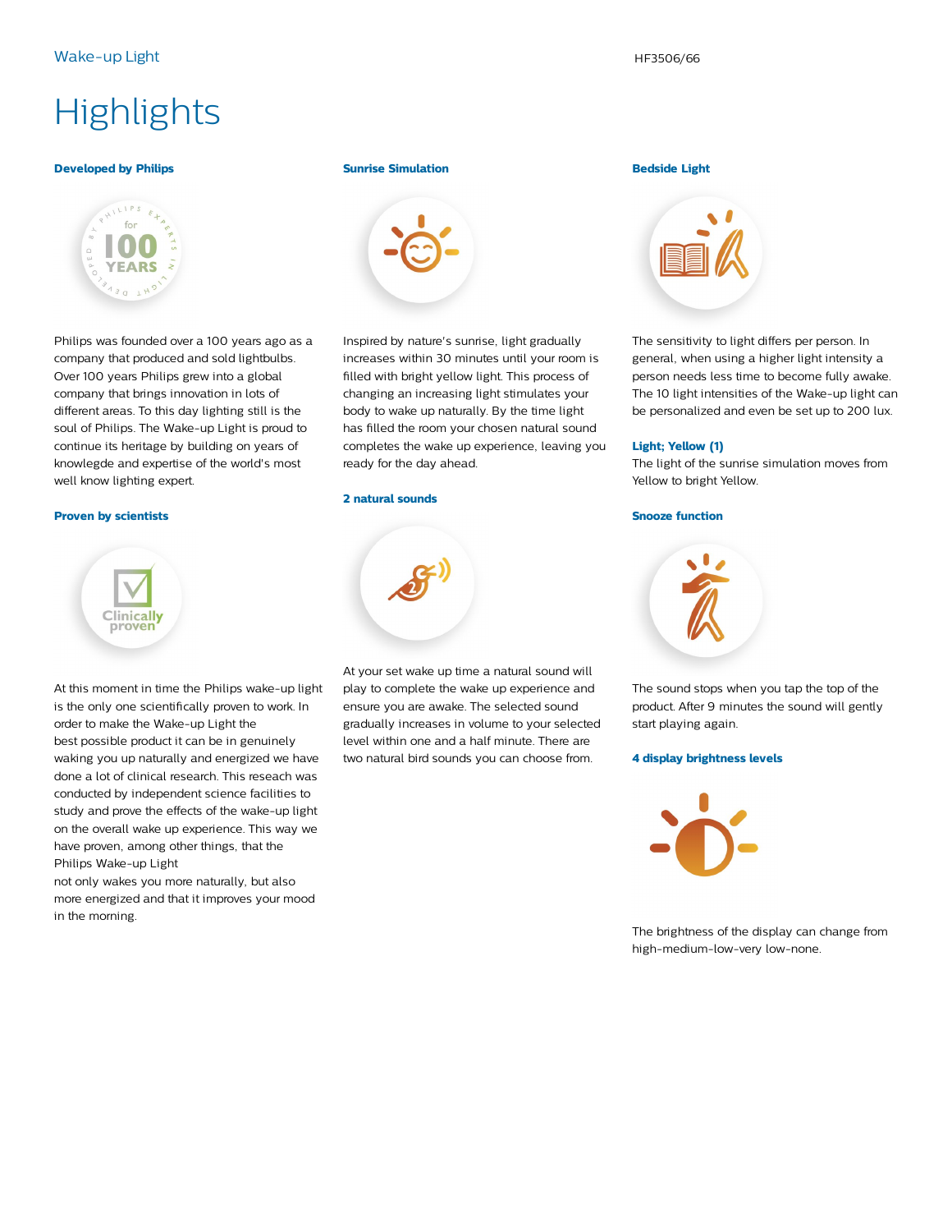# Highlights

### Developed by Philips

Philips was founded over a 100 years ago as a company that produced and sold lightbulbs. Over 100 years Philips grew into a global company that brings innovation in lots of different areas. To this day lighting still is the soul of Philips. The Wake-up Light is proud to continue its heritage by building on years of knowlegde and expertise of the world's most well know lighting expert.

### Proven by scientists

At this moment in time the Philips wake-up light is the only one scientifically proven to work. In order to make the Wake-up Light the best possible product it can be in genuinely waking you up naturally and energized we have done a lot of clinical research. This reseach was conducted by independent science facilities to study and prove the effects of the wake-up light on the overall wake up experience. This way we have proven, among other things, that the Philips Wake-up Light not only wakes you more naturally, but also more energized and that it improves your mood in the morning.

### Sunrise Simulation

Inspired by nature's sunrise, light gradually increases within 30 minutes until your room is filled with bright yellow light. This process of changing an increasing light stimulates your body to wake up naturally. By the time light has filled the room your chosen natural sound completes the wake up experience, leaving you ready for the day ahead.

### 2 natural sounds

At your set wake up time a natural sound will play to complete the wake up experience and ensure you are awake. The selected sound gradually increases in volume to your selected level within one and a half minute. There are two natural bird sounds you can choose from.

### Bedside Light

The sensitivity to light differs per person. In general, when using a higher light intensity a person needs less time to become fully awake. The 10 light intensities of the Wake-up light can be personalized and even be set up to 200 lux.

### Light; Yellow (1)

The light of the sunrise simulation moves from Yellow to bright Yellow.

### Snooze function

The sound stops when you tap the top of the product. After 9 minutes the sound will gently start playing again.

### 4 display brightness levels

The brightness of the display can change from high-medium-low-very low-none.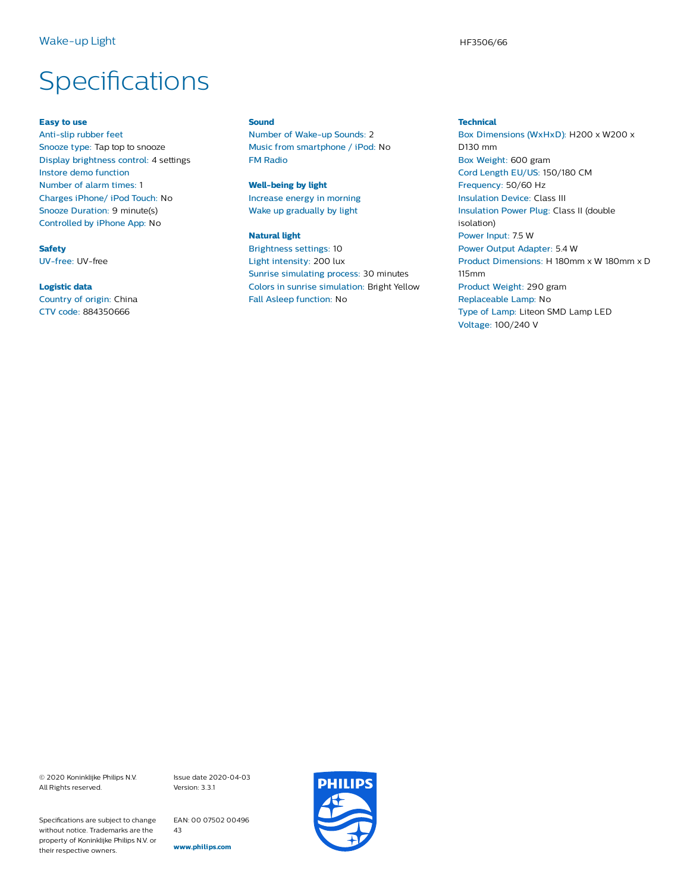# Specifications

### Easy to use

- Anti-slip rubber feet
- Snooze type: Tap top to snooze
- Display brightness control: 4 settings
- Instore demo function
- Number of alarm times: 1
- Charges iPhone/ iPod Touch: No
- Snooze Duration: 9 minute(s)
- Controlled by iPhone App: No

### Safety

- UV-free: UV-free

### Logistic data

- Country of origin: China
- CTV code: 884350666

### Sound

- Number of Wake-up Sounds: 2
- Music from smartphone / iPod: No
- FM Radio

### Well-being by light

- Increase energy in morning
- Wake up gradually by light

### Natural light

- Brightness settings: 10
- Light intensity: 200 lux
- Sunrise simulating process: 30 minutes
- Colors in sunrise simulation: Bright Yellow
- Fall Asleep function: No

### Technical

- Box Dimensions (WxHxD): H200 x W200 x D130 mm
- Box Weight: 600 gram
- Cord Length EU/US: 150/180 CM
- Frequency: 50/60 Hz
- Insulation Device: Class III
- Insulation Power Plug: Class II (double isolation)
- Power Input: 7.5 W
- Power Output Adapter: 5.4 W
- Product Dimensions: H 180mm x W 180mm x D 115mm
- Product Weight: 290 gram
- Replaceable Lamp: No
- Type of Lamp: Liteon SMD Lamp LED
- Voltage: 100/240 V

© 2020 Koninklijke Philips N.V.
All Rights reserved.

Specifications are subject to change without notice. Trademarks are the property of Koninklijke Philips N.V. or their respective owners.

Issue date 2020-04-03
Version: 3.3.1

EAN: 00 07502 00496 43

**www.philips.com**